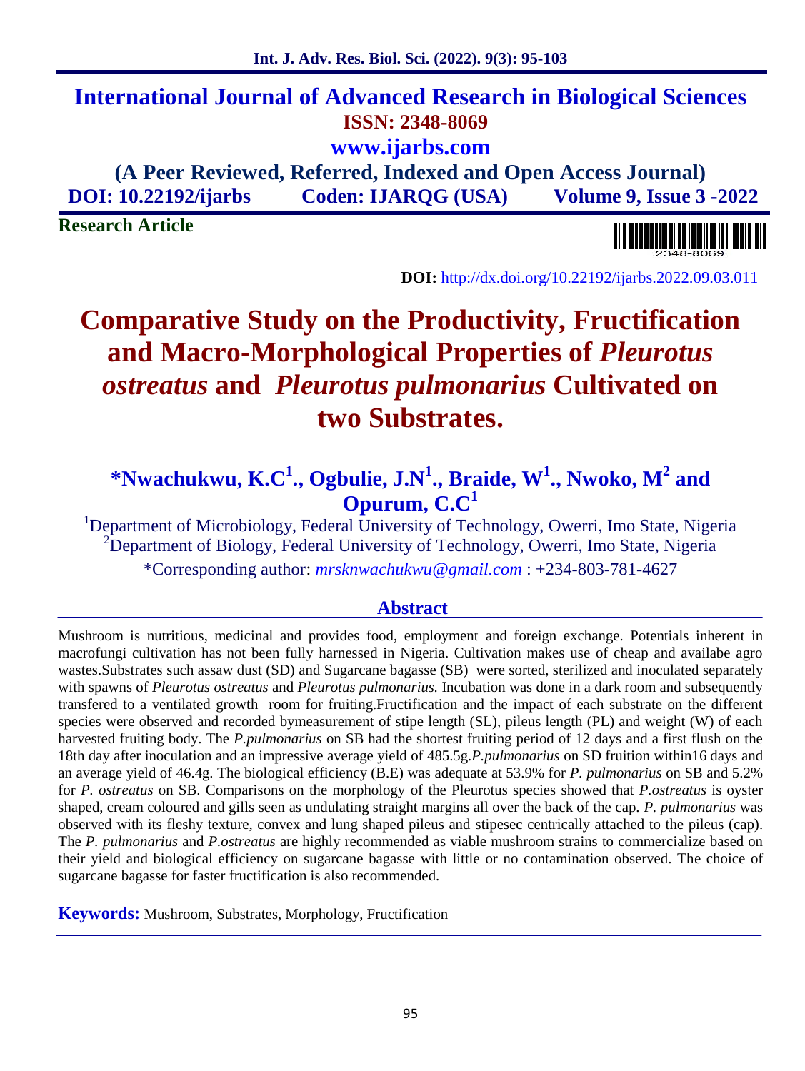# International Journal of Advanced Research in Biological Sciences

**ISSN: 2348-8069**

**www.ijarbs.com**

**(A Peer Reviewed, Referred, Indexed and Open Access Journal)**

**DOI: 10.22192/ijarbs Coden: IJARQG (USA) Volume 9, Issue 3 -2022**

**Research Article**

**DOI:** http://dx.doi.org/10.22192/ijarbs.2022.09.03.011

# Comparative Study on the Productivity, Fructification and Macro-Morphological Properties of *Pleurotus ostreatus* and *Pleurotus pulmonarius* Cultivated on two Substrates.

**\*Nwachukwu, K.C[1]., Ogbulie, J.N[1]., Braide, W[1]., Nwoko, M[2] and Opurum, C.C[1]**

[1]Department of Microbiology, Federal University of Technology, Owerri, Imo State, Nigeria
[2]Department of Biology, Federal University of Technology, Owerri, Imo State, Nigeria

\*Corresponding author: *mrsknwachukwu@gmail.com* : +234-803-781-4627

## Abstract

Mushroom is nutritious, medicinal and provides food, employment and foreign exchange. Potentials inherent in macrofungi cultivation has not been fully harnessed in Nigeria. Cultivation makes use of cheap and availabe agro wastes.Substrates such assaw dust (SD) and Sugarcane bagasse (SB) were sorted, sterilized and inoculated separately with spawns of *Pleurotus ostreatus* and *Pleurotus pulmonarius.* Incubation was done in a dark room and subsequently transfered to a ventilated growth room for fruiting.Fructification and the impact of each substrate on the different species were observed and recorded bymeasurement of stipe length (SL), pileus length (PL) and weight (W) of each harvested fruiting body. The *P.pulmonarius* on SB had the shortest fruiting period of 12 days and a first flush on the 18th day after inoculation and an impressive average yield of 485.5g.*P.pulmonarius* on SD fruition within16 days and an average yield of 46.4g. The biological efficiency (B.E) was adequate at 53.9% for *P. pulmonarius* on SB and 5.2% for *P. ostreatus* on SB. Comparisons on the morphology of the Pleurotus species showed that *P.ostreatus* is oyster shaped, cream coloured and gills seen as undulating straight margins all over the back of the cap. *P. pulmonarius* was observed with its fleshy texture, convex and lung shaped pileus and stipesec centrically attached to the pileus (cap). The *P. pulmonarius* and *P.ostreatus* are highly recommended as viable mushroom strains to commercialize based on their yield and biological efficiency on sugarcane bagasse with little or no contamination observed. The choice of sugarcane bagasse for faster fructification is also recommended.

**Keywords:** Mushroom, Substrates, Morphology, Fructification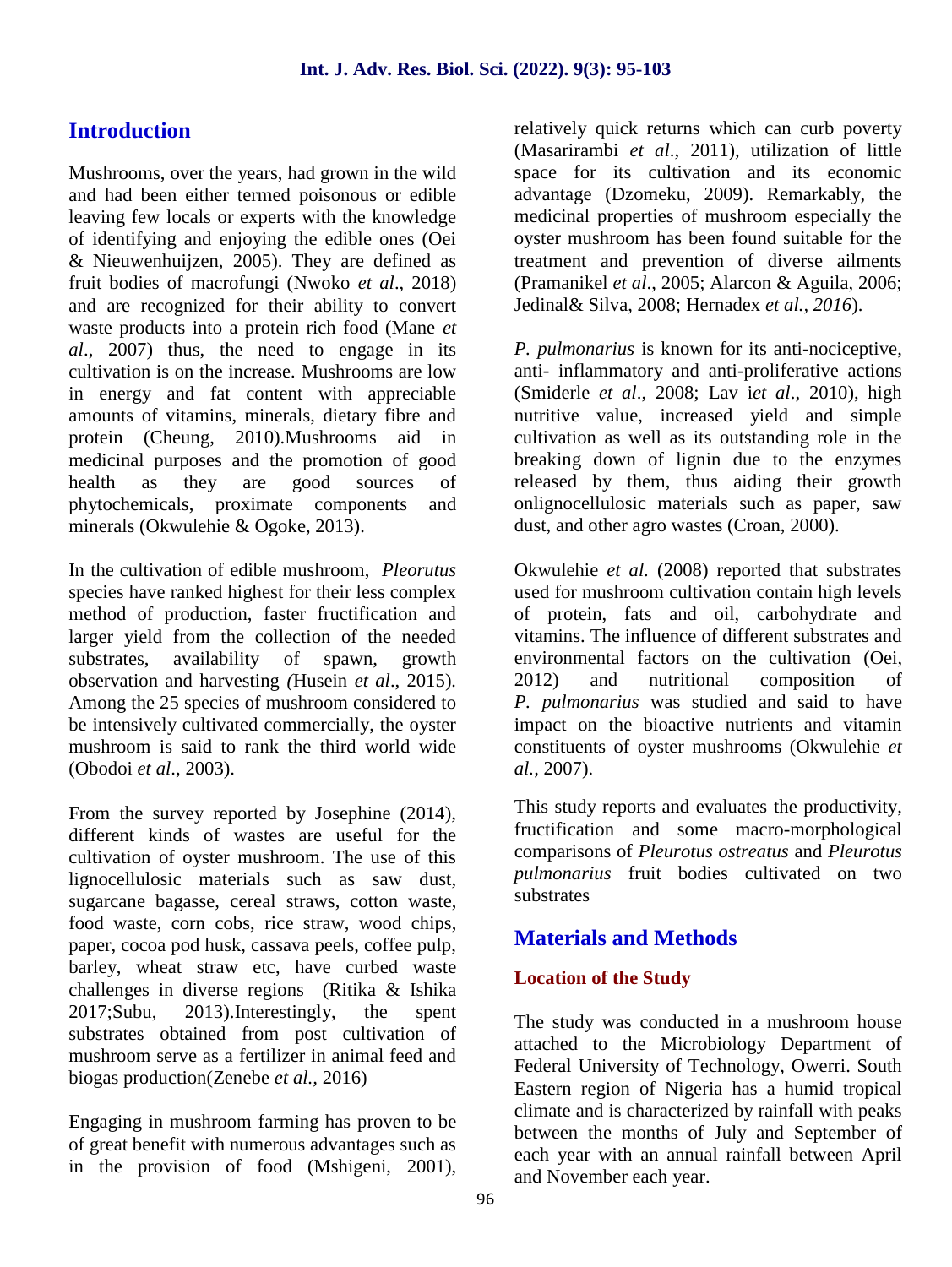## Introduction

Mushrooms, over the years, had grown in the wild and had been either termed poisonous or edible leaving few locals or experts with the knowledge of identifying and enjoying the edible ones (Oei & Nieuwenhuijzen, 2005). They are defined as fruit bodies of macrofungi (Nwoko *et al*., 2018) and are recognized for their ability to convert waste products into a protein rich food (Mane *et al*., 2007) thus, the need to engage in its cultivation is on the increase. Mushrooms are low in energy and fat content with appreciable amounts of vitamins, minerals, dietary fibre and protein (Cheung, 2010).Mushrooms aid in medicinal purposes and the promotion of good health as they are good sources of phytochemicals, proximate components and minerals (Okwulehie & Ogoke, 2013).

In the cultivation of edible mushroom, *Pleorutus* species have ranked highest for their less complex method of production, faster fructification and larger yield from the collection of the needed substrates, availability of spawn, growth observation and harvesting *(*Husein *et al*., 2015). Among the 25 species of mushroom considered to be intensively cultivated commercially, the oyster mushroom is said to rank the third world wide (Obodoi *et al*., 2003).

From the survey reported by Josephine (2014), different kinds of wastes are useful for the cultivation of oyster mushroom. The use of this lignocellulosic materials such as saw dust, sugarcane bagasse, cereal straws, cotton waste, food waste, corn cobs, rice straw, wood chips, paper, cocoa pod husk, cassava peels, coffee pulp, barley, wheat straw etc, have curbed waste challenges in diverse regions (Ritika & Ishika 2017;Subu, 2013).Interestingly, the spent substrates obtained from post cultivation of mushroom serve as a fertilizer in animal feed and biogas production(Zenebe *et al.*, 2016)

Engaging in mushroom farming has proven to be of great benefit with numerous advantages such as in the provision of food (Mshigeni, 2001), relatively quick returns which can curb poverty (Masarirambi *et al*., 2011), utilization of little space for its cultivation and its economic advantage (Dzomeku, 2009). Remarkably, the medicinal properties of mushroom especially the oyster mushroom has been found suitable for the treatment and prevention of diverse ailments (Pramanikel *et al*., 2005; Alarcon & Aguila, 2006; Jedinal& Silva, 2008; Hernadex *et al., 2016*).

*P. pulmonarius* is known for its anti-nociceptive, anti- inflammatory and anti-proliferative actions (Smiderle *et al*., 2008; Lav i*et al*., 2010), high nutritive value, increased yield and simple cultivation as well as its outstanding role in the breaking down of lignin due to the enzymes released by them, thus aiding their growth onlignocellulosic materials such as paper, saw dust, and other agro wastes (Croan, 2000).

Okwulehie *et al.* (2008) reported that substrates used for mushroom cultivation contain high levels of protein, fats and oil, carbohydrate and vitamins. The influence of different substrates and environmental factors on the cultivation (Oei, 2012) and nutritional composition of *P. pulmonarius* was studied and said to have impact on the bioactive nutrients and vitamin constituents of oyster mushrooms (Okwulehie *et al.*, 2007).

This study reports and evaluates the productivity, fructification and some macro-morphological comparisons of *Pleurotus ostreatus* and *Pleurotus pulmonarius* fruit bodies cultivated on two substrates

## Materials and Methods

### Location of the Study

The study was conducted in a mushroom house attached to the Microbiology Department of Federal University of Technology, Owerri. South Eastern region of Nigeria has a humid tropical climate and is characterized by rainfall with peaks between the months of July and September of each year with an annual rainfall between April and November each year.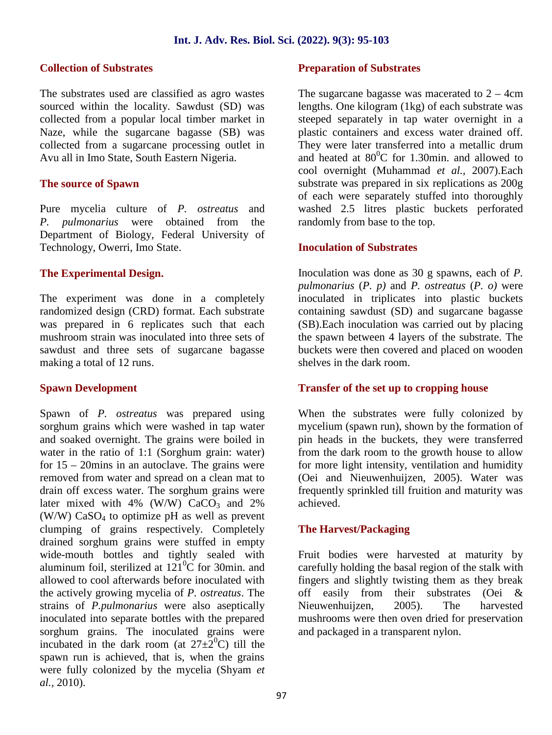### Collection of Substrates

The substrates used are classified as agro wastes sourced within the locality. Sawdust (SD) was collected from a popular local timber market in Naze, while the sugarcane bagasse (SB) was collected from a sugarcane processing outlet in Avu all in Imo State, South Eastern Nigeria.

### The source of Spawn

Pure mycelia culture of *P. ostreatus* and *P. pulmonarius* were obtained from the Department of Biology, Federal University of Technology, Owerri, Imo State.

### The Experimental Design.

The experiment was done in a completely randomized design (CRD) format. Each substrate was prepared in 6 replicates such that each mushroom strain was inoculated into three sets of sawdust and three sets of sugarcane bagasse making a total of 12 runs.

### Spawn Development

Spawn of *P. ostreatus* was prepared using sorghum grains which were washed in tap water and soaked overnight. The grains were boiled in water in the ratio of 1:1 (Sorghum grain: water) for 15 – 20mins in an autoclave. The grains were removed from water and spread on a clean mat to drain off excess water. The sorghum grains were later mixed with 4% (W/W) $CaCO_3$ and 2% (W/W) $CaSO_4$ to optimize pH as well as prevent clumping of grains respectively. Completely drained sorghum grains were stuffed in empty wide-mouth bottles and tightly sealed with aluminum foil, sterilized at $121^0$C for 30min. and allowed to cool afterwards before inoculated with the actively growing mycelia of *P. ostreatus*. The strains of *P.pulmonarius* were also aseptically inoculated into separate bottles with the prepared sorghum grains. The inoculated grains were incubated in the dark room (at $27\pm2^0$C) till the spawn run is achieved, that is, when the grains were fully colonized by the mycelia (Shyam *et al.,* 2010).

### Preparation of Substrates

The sugarcane bagasse was macerated to 2 – 4cm lengths. One kilogram (1kg) of each substrate was steeped separately in tap water overnight in a plastic containers and excess water drained off. They were later transferred into a metallic drum and heated at $80^0$C for 1.30min. and allowed to cool overnight (Muhammad *et al.,* 2007).Each substrate was prepared in six replications as 200g of each were separately stuffed into thoroughly washed 2.5 litres plastic buckets perforated randomly from base to the top.

### Inoculation of Substrates

Inoculation was done as 30 g spawns, each of *P. pulmonarius* (*P. p)* and *P. ostreatus* (*P. o)* were inoculated in triplicates into plastic buckets containing sawdust (SD) and sugarcane bagasse (SB).Each inoculation was carried out by placing the spawn between 4 layers of the substrate. The buckets were then covered and placed on wooden shelves in the dark room.

### Transfer of the set up to cropping house

When the substrates were fully colonized by mycelium (spawn run), shown by the formation of pin heads in the buckets, they were transferred from the dark room to the growth house to allow for more light intensity, ventilation and humidity (Oei and Nieuwenhuijzen, 2005). Water was frequently sprinkled till fruition and maturity was achieved.

### The Harvest/Packaging

Fruit bodies were harvested at maturity by carefully holding the basal region of the stalk with fingers and slightly twisting them as they break off easily from their substrates (Oei & Nieuwenhuijzen, 2005). The harvested mushrooms were then oven dried for preservation and packaged in a transparent nylon.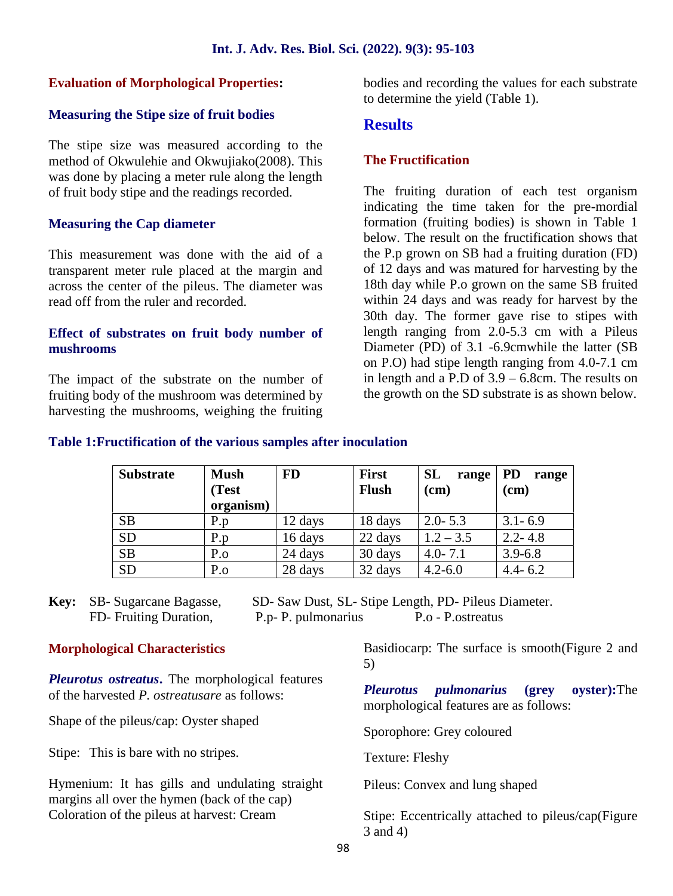### Evaluation of Morphological Properties:

#### Measuring the Stipe size of fruit bodies

The stipe size was measured according to the method of Okwulehie and Okwujiako(2008). This was done by placing a meter rule along the length of fruit body stipe and the readings recorded.

#### Measuring the Cap diameter

This measurement was done with the aid of a transparent meter rule placed at the margin and across the center of the pileus. The diameter was read off from the ruler and recorded.

#### Effect of substrates on fruit body number of mushrooms

The impact of the substrate on the number of fruiting body of the mushroom was determined by harvesting the mushrooms, weighing the fruiting bodies and recording the values for each substrate to determine the yield (Table 1).

## Results

### The Fructification

The fruiting duration of each test organism indicating the time taken for the pre-mordial formation (fruiting bodies) is shown in Table 1 below. The result on the fructification shows that the P.p grown on SB had a fruiting duration (FD) of 12 days and was matured for harvesting by the 18th day while P.o grown on the same SB fruited within 24 days and was ready for harvest by the 30th day. The former gave rise to stipes with length ranging from 2.0-5.3 cm with a Pileus Diameter (PD) of 3.1 -6.9cmwhile the latter (SB on P.O) had stipe length ranging from 4.0-7.1 cm in length and a P.D of 3.9 – 6.8cm. The results on the growth on the SD substrate is as shown below.

**Table 1:Fructification of the various samples after inoculation**

| Substrate | Mush (Test organism) | FD | First Flush | SL range (cm) | PD range (cm) |
|---|---|---|---|---|---|
| SB | P.p | 12 days | 18 days | 2.0- 5.3 | 3.1- 6.9 |
| SD | P.p | 16 days | 22 days | 1.2 – 3.5 | 2.2- 4.8 |
| SB | P.o | 24 days | 30 days | 4.0- 7.1 | 3.9-6.8 |
| SD | P.o | 28 days | 32 days | 4.2-6.0 | 4.4- 6.2 |

**Key:** SB- Sugarcane Bagasse, SD- Saw Dust, SL- Stipe Length, PD- Pileus Diameter. FD- Fruiting Duration, P.p- P. pulmonarius P.o - P.ostreatus

### Morphological Characteristics

***Pleurotus ostreatus*.** The morphological features of the harvested *P. ostreatusare* as follows:

Shape of the pileus/cap: Oyster shaped

Stipe: This is bare with no stripes.

Hymenium: It has gills and undulating straight margins all over the hymen (back of the cap)
Coloration of the pileus at harvest: Cream

Basidiocarp: The surface is smooth(Figure 2 and 5)

***Pleurotus pulmonarius* (grey oyster):**The morphological features are as follows:

Sporophore: Grey coloured

Texture: Fleshy

Pileus: Convex and lung shaped

Stipe: Eccentrically attached to pileus/cap(Figure 3 and 4)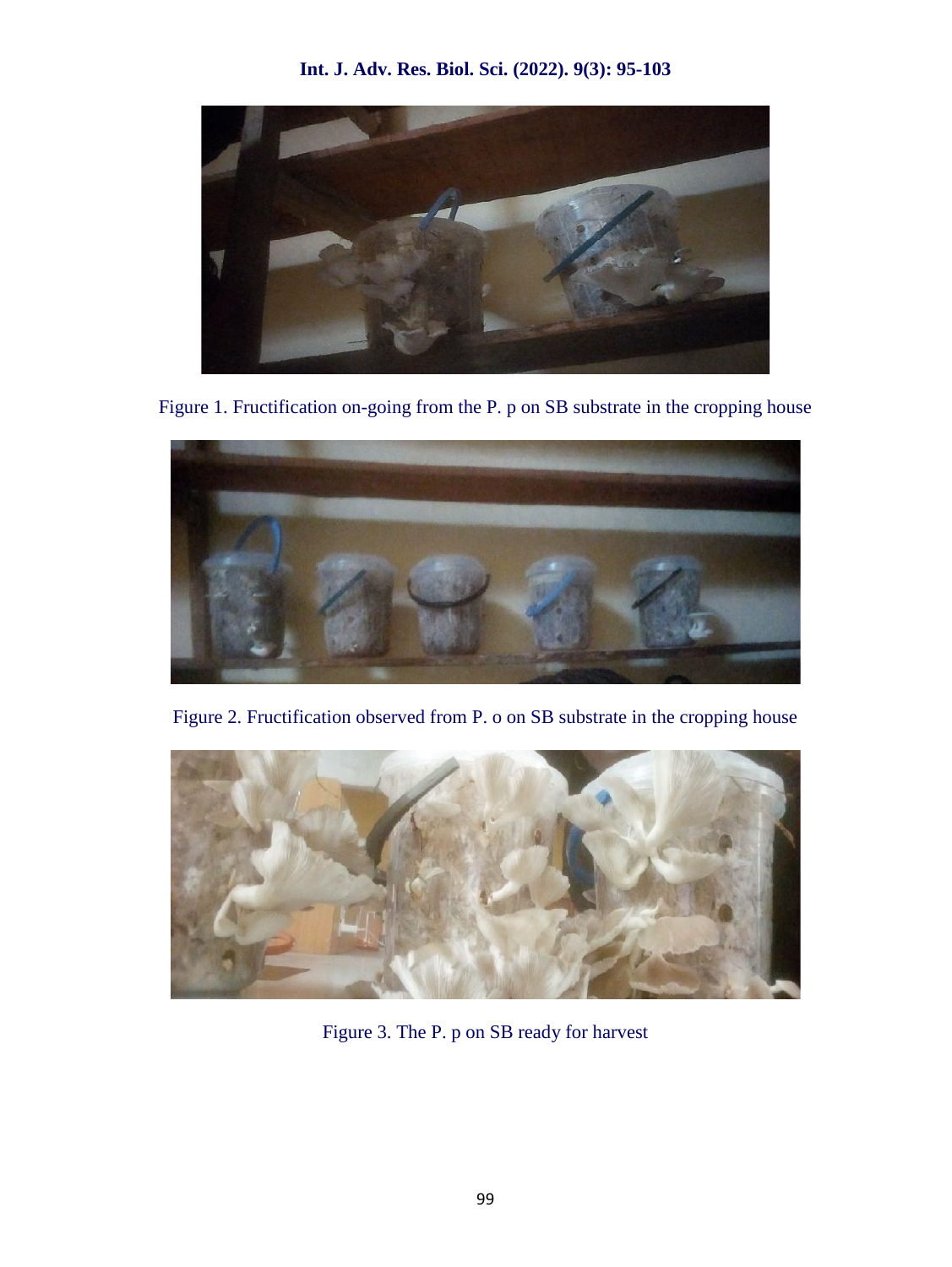Figure 1. Fructification on-going from the P. p on SB substrate in the cropping house

Figure 2. Fructification observed from P. o on SB substrate in the cropping house

Figure 3. The P. p on SB ready for harvest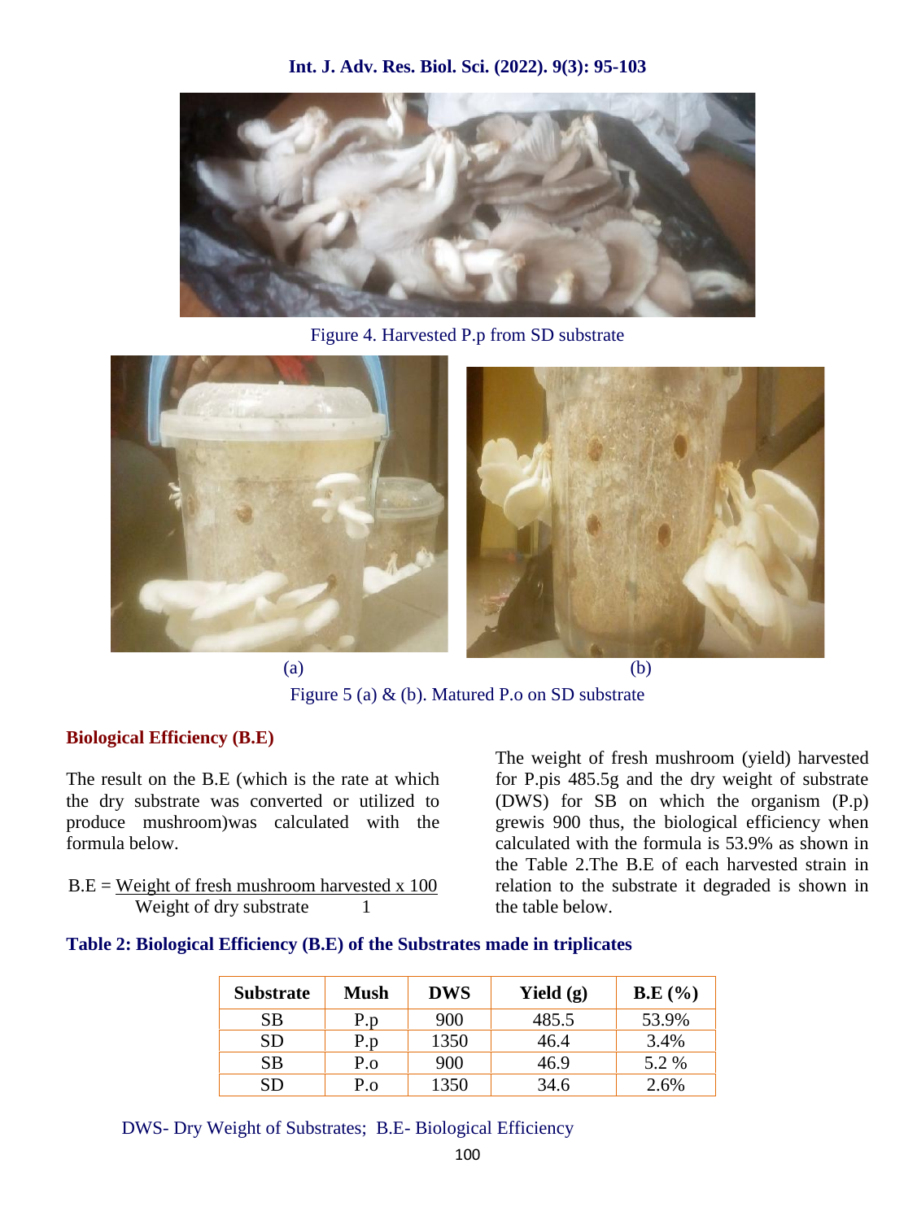Figure 4. Harvested P.p from SD substrate

(a) (b)

Figure 5 (a) & (b). Matured P.o on SD substrate

### Biological Efficiency (B.E)

The result on the B.E (which is the rate at which the dry substrate was converted or utilized to produce mushroom)was calculated with the formula below.

$$B.E = \frac{\text{Weight of fresh mushroom harvested}}{\text{Weight of dry substrate}} \times \frac{100}{1}$$

The weight of fresh mushroom (yield) harvested for P.pis 485.5g and the dry weight of substrate (DWS) for SB on which the organism (P.p) grewis 900 thus, the biological efficiency when calculated with the formula is 53.9% as shown in the Table 2.The B.E of each harvested strain in relation to the substrate it degraded is shown in the table below.

**Table 2: Biological Efficiency (B.E) of the Substrates made in triplicates**

| Substrate | Mush | DWS | Yield (g) | B.E (%) |
|---|---|---|---|---|
| SB | P.p | 900 | 485.5 | 53.9% |
| SD | P.p | 1350 | 46.4 | 3.4% |
| SB | P.o | 900 | 46.9 | 5.2 % |
| SD | P.o | 1350 | 34.6 | 2.6% |

DWS- Dry Weight of Substrates; B.E- Biological Efficiency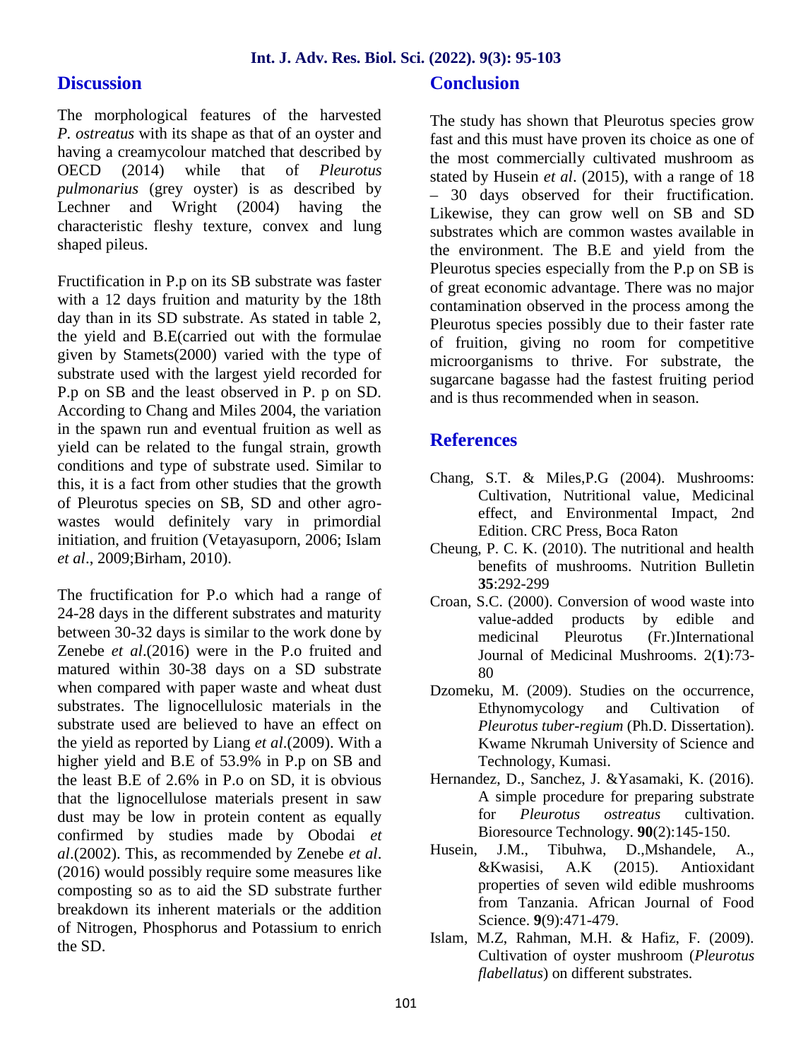## Discussion

The morphological features of the harvested *P. ostreatus* with its shape as that of an oyster and having a creamycolour matched that described by OECD (2014) while that of *Pleurotus pulmonarius* (grey oyster) is as described by Lechner and Wright (2004) having the characteristic fleshy texture, convex and lung shaped pileus.

Fructification in P.p on its SB substrate was faster with a 12 days fruition and maturity by the 18th day than in its SD substrate. As stated in table 2, the yield and B.E(carried out with the formulae given by Stamets(2000) varied with the type of substrate used with the largest yield recorded for P.p on SB and the least observed in P. p on SD. According to Chang and Miles 2004, the variation in the spawn run and eventual fruition as well as yield can be related to the fungal strain, growth conditions and type of substrate used. Similar to this, it is a fact from other studies that the growth of Pleurotus species on SB, SD and other agro-wastes would definitely vary in primordial initiation, and fruition (Vetayasuporn, 2006; Islam *et al*., 2009;Birham, 2010).

The fructification for P.o which had a range of 24-28 days in the different substrates and maturity between 30-32 days is similar to the work done by Zenebe *et al*.(2016) were in the P.o fruited and matured within 30-38 days on a SD substrate when compared with paper waste and wheat dust substrates. The lignocellulosic materials in the substrate used are believed to have an effect on the yield as reported by Liang *et al*.(2009). With a higher yield and B.E of 53.9% in P.p on SB and the least B.E of 2.6% in P.o on SD, it is obvious that the lignocellulose materials present in saw dust may be low in protein content as equally confirmed by studies made by Obodai *et al*.(2002). This, as recommended by Zenebe *et al*. (2016) would possibly require some measures like composting so as to aid the SD substrate further breakdown its inherent materials or the addition of Nitrogen, Phosphorus and Potassium to enrich the SD.

## Conclusion

The study has shown that Pleurotus species grow fast and this must have proven its choice as one of the most commercially cultivated mushroom as stated by Husein *et al*. (2015), with a range of 18 – 30 days observed for their fructification. Likewise, they can grow well on SB and SD substrates which are common wastes available in the environment. The B.E and yield from the Pleurotus species especially from the P.p on SB is of great economic advantage. There was no major contamination observed in the process among the Pleurotus species possibly due to their faster rate of fruition, giving no room for competitive microorganisms to thrive. For substrate, the sugarcane bagasse had the fastest fruiting period and is thus recommended when in season.

## References

- Chang, S.T. & Miles,P.G (2004). Mushrooms: Cultivation, Nutritional value, Medicinal effect, and Environmental Impact, 2nd Edition. CRC Press, Boca Raton
- Cheung, P. C. K. (2010). The nutritional and health benefits of mushrooms. Nutrition Bulletin **35**:292-299
- Croan, S.C. (2000). Conversion of wood waste into value-added products by edible and medicinal Pleurotus (Fr.)International Journal of Medicinal Mushrooms. 2(**1**):73-80
- Dzomeku, M. (2009). Studies on the occurrence, Ethynomycology and Cultivation of *Pleurotus tuber-regium* (Ph.D. Dissertation). Kwame Nkrumah University of Science and Technology, Kumasi.
- Hernandez, D., Sanchez, J. &Yasamaki, K. (2016). A simple procedure for preparing substrate for *Pleurotus ostreatus* cultivation. Bioresource Technology. **90**(2):145-150.
- Husein, J.M., Tibuhwa, D.,Mshandele, A., &Kwasisi, A.K (2015). Antioxidant properties of seven wild edible mushrooms from Tanzania. African Journal of Food Science. **9**(9):471-479.
- Islam, M.Z, Rahman, M.H. & Hafiz, F. (2009). Cultivation of oyster mushroom (*Pleurotus flabellatus*) on different substrates.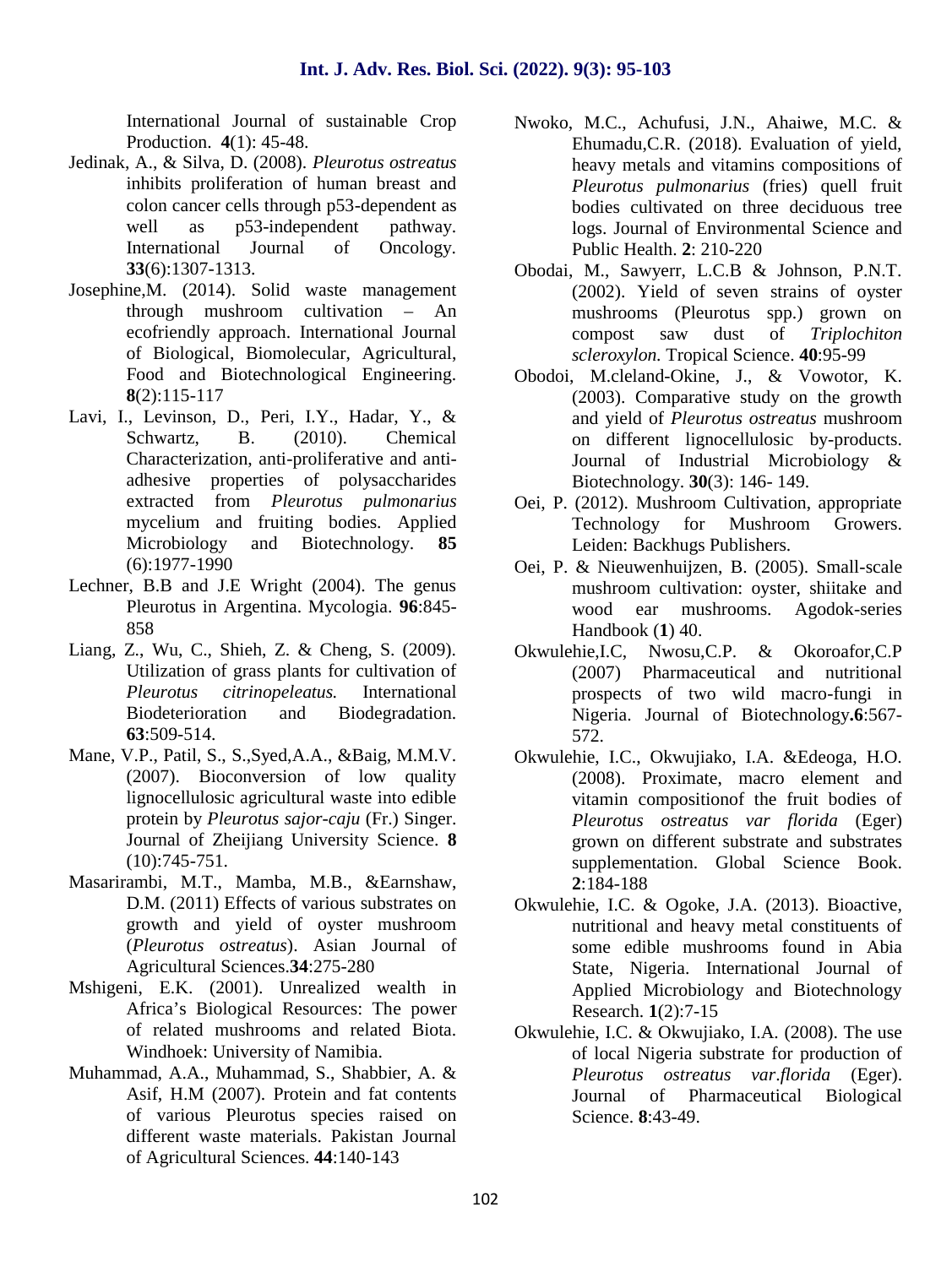International Journal of sustainable Crop Production. **4**(1): 45-48.

Jedinak, A., & Silva, D. (2008). *Pleurotus ostreatus* inhibits proliferation of human breast and colon cancer cells through p53-dependent as well as p53-independent pathway. International Journal of Oncology. **33**(6):1307-1313.

Josephine,M. (2014). Solid waste management through mushroom cultivation – An ecofriendly approach. International Journal of Biological, Biomolecular, Agricultural, Food and Biotechnological Engineering. **8**(2):115-117

Lavi, I., Levinson, D., Peri, I.Y., Hadar, Y., & Schwartz, B. (2010). Chemical Characterization, anti-proliferative and anti-adhesive properties of polysaccharides extracted from *Pleurotus pulmonarius* mycelium and fruiting bodies. Applied Microbiology and Biotechnology. **85** (6):1977-1990

Lechner, B.B and J.E Wright (2004). The genus Pleurotus in Argentina. Mycologia. **96**:845-858

Liang, Z., Wu, C., Shieh, Z. & Cheng, S. (2009). Utilization of grass plants for cultivation of *Pleurotus citrinopeleatus.* International Biodeterioration and Biodegradation. **63**:509-514.

Mane, V.P., Patil, S., S.,Syed,A.A., &Baig, M.M.V. (2007). Bioconversion of low quality lignocellulosic agricultural waste into edible protein by *Pleurotus sajor-caju* (Fr.) Singer. Journal of Zheijiang University Science. **8** (10):745-751.

Masarirambi, M.T., Mamba, M.B., &Earnshaw, D.M. (2011) Effects of various substrates on growth and yield of oyster mushroom (*Pleurotus ostreatus*). Asian Journal of Agricultural Sciences.**34**:275-280

Mshigeni, E.K. (2001). Unrealized wealth in Africa's Biological Resources: The power of related mushrooms and related Biota. Windhoek: University of Namibia.

Muhammad, A.A., Muhammad, S., Shabbier, A. & Asif, H.M (2007). Protein and fat contents of various Pleurotus species raised on different waste materials. Pakistan Journal of Agricultural Sciences. **44**:140-143

Nwoko, M.C., Achufusi, J.N., Ahaiwe, M.C. & Ehumadu,C.R. (2018). Evaluation of yield, heavy metals and vitamins compositions of *Pleurotus pulmonarius* (fries) quell fruit bodies cultivated on three deciduous tree logs. Journal of Environmental Science and Public Health. **2**: 210-220

Obodai, M., Sawyerr, L.C.B & Johnson, P.N.T. (2002). Yield of seven strains of oyster mushrooms (Pleurotus spp.) grown on compost saw dust of *Triplochiton scleroxylon.* Tropical Science. **40**:95-99

Obodoi, M.cleland-Okine, J., & Vowotor, K. (2003). Comparative study on the growth and yield of *Pleurotus ostreatus* mushroom on different lignocellulosic by-products. Journal of Industrial Microbiology & Biotechnology. **30**(3): 146- 149.

Oei, P. (2012). Mushroom Cultivation, appropriate Technology for Mushroom Growers. Leiden: Backhugs Publishers.

Oei, P. & Nieuwenhuijzen, B. (2005). Small-scale mushroom cultivation: oyster, shiitake and wood ear mushrooms. Agodok-series Handbook (**1**) 40.

Okwulehie,I.C, Nwosu,C.P. & Okoroafor,C.P (2007) Pharmaceutical and nutritional prospects of two wild macro-fungi in Nigeria. Journal of Biotechnology**.6**:567-572.

Okwulehie, I.C., Okwujiako, I.A. &Edeoga, H.O. (2008). Proximate, macro element and vitamin compositionof the fruit bodies of *Pleurotus ostreatus var florida* (Eger) grown on different substrate and substrates supplementation. Global Science Book. **2**:184-188

Okwulehie, I.C. & Ogoke, J.A. (2013). Bioactive, nutritional and heavy metal constituents of some edible mushrooms found in Abia State, Nigeria. International Journal of Applied Microbiology and Biotechnology Research. **1**(2):7-15

Okwulehie, I.C. & Okwujiako, I.A. (2008). The use of local Nigeria substrate for production of *Pleurotus ostreatus var.florida* (Eger). Journal of Pharmaceutical Biological Science. **8**:43-49.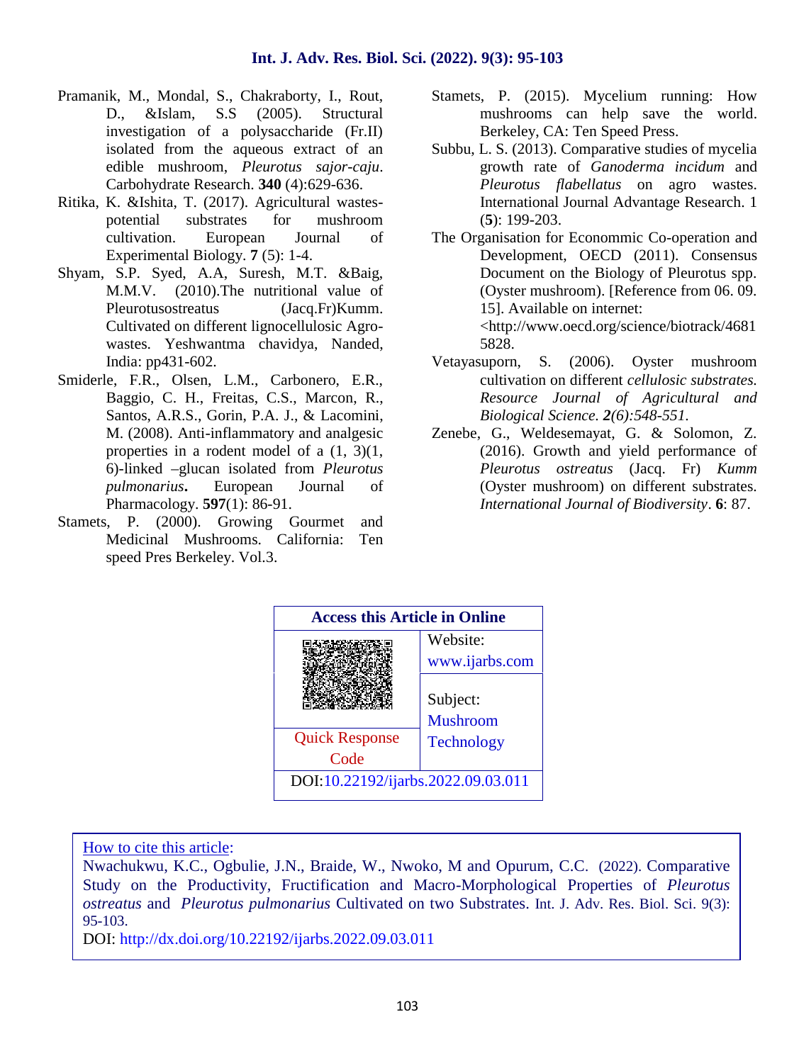Pramanik, M., Mondal, S., Chakraborty, I., Rout, D., &Islam, S.S (2005). Structural investigation of a polysaccharide (Fr.II) isolated from the aqueous extract of an edible mushroom, *Pleurotus sajor-caju*. Carbohydrate Research. **340** (4):629-636.

Ritika, K. &Ishita, T. (2017). Agricultural wastes-potential substrates for mushroom cultivation. European Journal of Experimental Biology. **7** (5): 1-4.

Shyam, S.P. Syed, A.A, Suresh, M.T. &Baig, M.M.V. (2010).The nutritional value of Pleurotusostreatus (Jacq.Fr)Kumm. Cultivated on different lignocellulosic Agro-wastes. Yeshwantma chavidya, Nanded, India: pp431-602.

Smiderle, F.R., Olsen, L.M., Carbonero, E.R., Baggio, C. H., Freitas, C.S., Marcon, R., Santos, A.R.S., Gorin, P.A. J., & Lacomini, M. (2008). Anti-inflammatory and analgesic properties in a rodent model of a (1, 3)(1, 6)-linked –glucan isolated from *Pleurotus pulmonarius***.** European Journal of Pharmacology. **597**(1): 86-91.

Stamets, P. (2000). Growing Gourmet and Medicinal Mushrooms. California: Ten speed Pres Berkeley. Vol.3.

Stamets, P. (2015). Mycelium running: How mushrooms can help save the world. Berkeley, CA: Ten Speed Press.

Subbu, L. S. (2013). Comparative studies of mycelia growth rate of *Ganoderma incidum* and *Pleurotus flabellatus* on agro wastes. International Journal Advantage Research. 1 (**5**): 199-203.

The Organisation for Econommic Co-operation and Development, OECD (2011). Consensus Document on the Biology of Pleurotus spp. (Oyster mushroom). [Reference from 06. 09. 15]. Available on internet: <http://www.oecd.org/science/biotrack/46815828.

Vetayasuporn, S. (2006). Oyster mushroom cultivation on different *cellulosic substrates. Resource Journal of Agricultural and Biological Science. **2**(6):548-551.*

Zenebe, G., Weldesemayat, G. & Solomon, Z. (2016). Growth and yield performance of *Pleurotus ostreatus* (Jacq. Fr) *Kumm* (Oyster mushroom) on different substrates. *International Journal of Biodiversity*. **6**: 87.

| Access this Article in Online | |
|---|---|
| Quick Response Code | Website: www.ijarbs.com |
| | Subject: Mushroom Technology |
| DOI:10.22192/ijarbs.2022.09.03.011 | |

How to cite this article:

Nwachukwu, K.C., Ogbulie, J.N., Braide, W., Nwoko, M and Opurum, C.C. (2022). Comparative Study on the Productivity, Fructification and Macro-Morphological Properties of *Pleurotus ostreatus* and *Pleurotus pulmonarius* Cultivated on two Substrates. Int. J. Adv. Res. Biol. Sci. 9(3): 95-103.

DOI: http://dx.doi.org/10.22192/ijarbs.2022.09.03.011